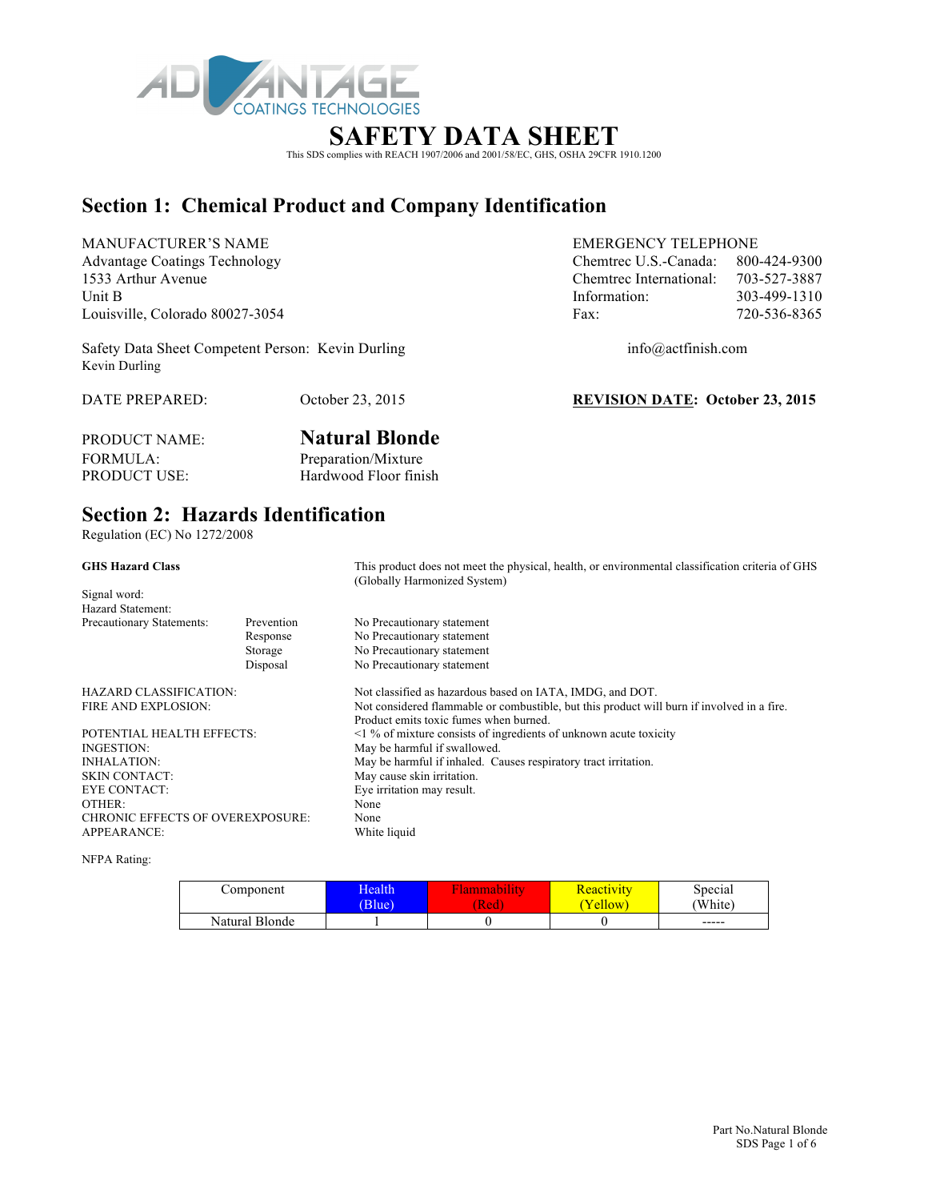ADVANTAGE COATINGS TECHNOLOGIES

# SAFETY DATA SHEET

This SDS complies with REACH 1907/2006 and 2001/58/EC, GHS, OSHA 29CFR 1910.1200

## Section 1: Chemical Product and Company Identification

MANUFACTURER'S NAME
Advantage Coatings Technology
1533 Arthur Avenue
Unit B
Louisville, Colorado 80027-3054

EMERGENCY TELEPHONE

| | |
|---|---|
| Chemtrec U.S.-Canada: | 800-424-9300 |
| Chemtrec International: | 703-527-3887 |
| Information: | 303-499-1310 |
| Fax: | 720-536-8365 |

Safety Data Sheet Competent Person: Kevin Durling
Kevin Durling

info@actfinish.com

DATE PREPARED: October 23, 2015

**REVISION DATE: October 23, 2015**

PRODUCT NAME: **Natural Blonde**
FORMULA: Preparation/Mixture
PRODUCT USE: Hardwood Floor finish

## Section 2: Hazards Identification

Regulation (EC) No 1272/2008

**GHS Hazard Class** — This product does not meet the physical, health, or environmental classification criteria of GHS (Globally Harmonized System)

Signal word:
Hazard Statement:

| Precautionary Statements: | | |
|---|---|---|
| | Prevention | No Precautionary statement |
| | Response | No Precautionary statement |
| | Storage | No Precautionary statement |
| | Disposal | No Precautionary statement |

| | |
|---|---|
| HAZARD CLASSIFICATION: | Not classified as hazardous based on IATA, IMDG, and DOT. |
| FIRE AND EXPLOSION: | Not considered flammable or combustible, but this product will burn if involved in a fire. Product emits toxic fumes when burned. |
| POTENTIAL HEALTH EFFECTS: | <1 % of mixture consists of ingredients of unknown acute toxicity |
| INGESTION: | May be harmful if swallowed. |
| INHALATION: | May be harmful if inhaled. Causes respiratory tract irritation. |
| SKIN CONTACT: | May cause skin irritation. |
| EYE CONTACT: | Eye irritation may result. |
| OTHER: | None |
| CHRONIC EFFECTS OF OVEREXPOSURE: | None |
| APPEARANCE: | White liquid |

NFPA Rating:

| Component | Health (Blue) | Flammability (Red) | Reactivity (Yellow) | Special (White) |
|---|---|---|---|---|
| Natural Blonde | 1 | 0 | 0 | ----- |

Part No.Natural Blonde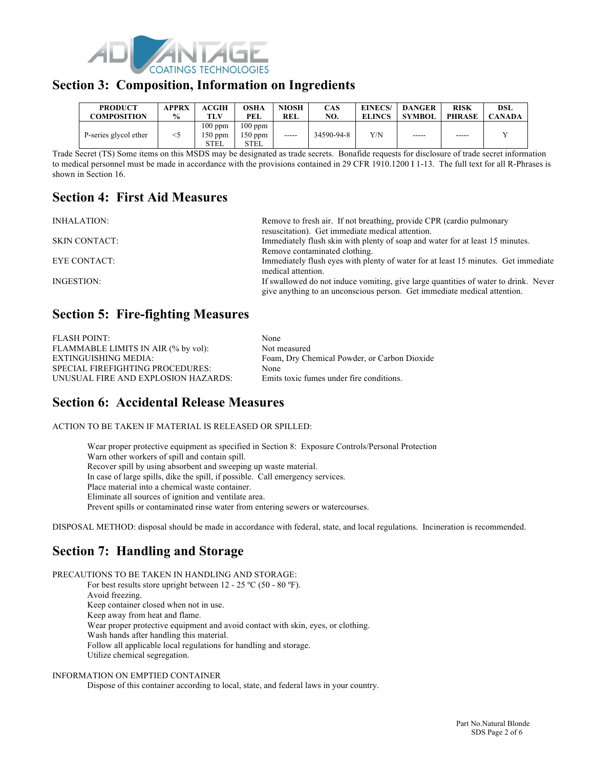## Section 3: Composition, Information on Ingredients

| PRODUCT COMPOSITION | APPRX % | ACGIH TLV | OSHA PEL | NIOSH REL | CAS NO. | EINECS/ ELINCS | DANGER SYMBOL | RISK PHRASE | DSL CANADA |
|---|---|---|---|---|---|---|---|---|---|
| P-series glycol ether | <5 | 100 ppm 150 ppm STEL | 100 ppm 150 ppm STEL | ----- | 34590-94-8 | Y/N | ----- | ----- | Y |

Trade Secret (TS) Some items on this MSDS may be designated as trade secrets. Bonafide requests for disclosure of trade secret information to medical personnel must be made in accordance with the provisions contained in 29 CFR 1910.1200 I 1-13. The full text for all R-Phrases is shown in Section 16.

## Section 4: First Aid Measures

INHALATION: Remove to fresh air. If not breathing, provide CPR (cardio pulmonary resuscitation). Get immediate medical attention.

SKIN CONTACT: Immediately flush skin with plenty of soap and water for at least 15 minutes. Remove contaminated clothing.

EYE CONTACT: Immediately flush eyes with plenty of water for at least 15 minutes. Get immediate medical attention.

INGESTION: If swallowed do not induce vomiting, give large quantities of water to drink. Never give anything to an unconscious person. Get immediate medical attention.

## Section 5: Fire-fighting Measures

FLASH POINT: None
FLAMMABLE LIMITS IN AIR (% by vol): Not measured
EXTINGUISHING MEDIA: Foam, Dry Chemical Powder, or Carbon Dioxide
SPECIAL FIREFIGHTING PROCEDURES: None
UNUSUAL FIRE AND EXPLOSION HAZARDS: Emits toxic fumes under fire conditions.

## Section 6: Accidental Release Measures

ACTION TO BE TAKEN IF MATERIAL IS RELEASED OR SPILLED:

Wear proper protective equipment as specified in Section 8: Exposure Controls/Personal Protection
Warn other workers of spill and contain spill.
Recover spill by using absorbent and sweeping up waste material.
In case of large spills, dike the spill, if possible. Call emergency services.
Place material into a chemical waste container.
Eliminate all sources of ignition and ventilate area.
Prevent spills or contaminated rinse water from entering sewers or watercourses.

DISPOSAL METHOD: disposal should be made in accordance with federal, state, and local regulations. Incineration is recommended.

## Section 7: Handling and Storage

PRECAUTIONS TO BE TAKEN IN HANDLING AND STORAGE:

For best results store upright between 12 - 25 ºC (50 - 80 ºF).
Avoid freezing.
Keep container closed when not in use.
Keep away from heat and flame.
Wear proper protective equipment and avoid contact with skin, eyes, or clothing.
Wash hands after handling this material.
Follow all applicable local regulations for handling and storage.
Utilize chemical segregation.

INFORMATION ON EMPTIED CONTAINER

Dispose of this container according to local, state, and federal laws in your country.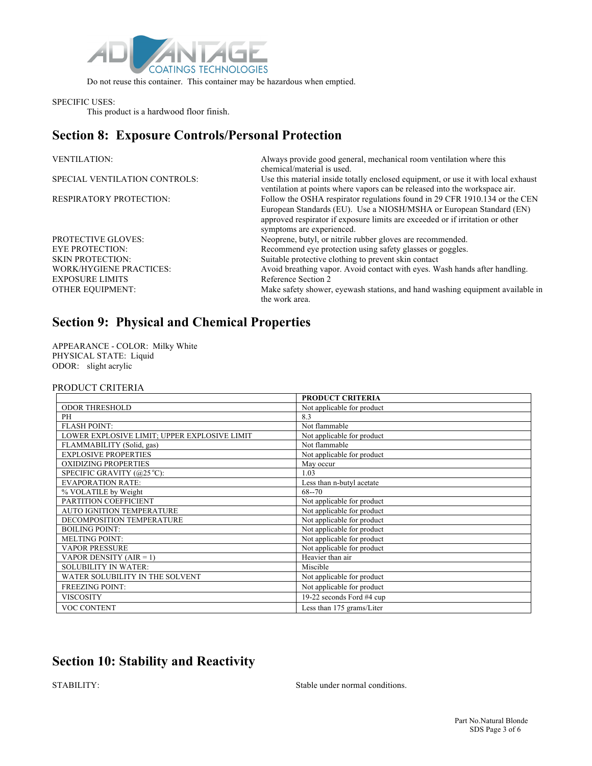Do not reuse this container. This container may be hazardous when emptied.

SPECIFIC USES:

This product is a hardwood floor finish.

## Section 8: Exposure Controls/Personal Protection

VENTILATION: Always provide good general, mechanical room ventilation where this chemical/material is used.

SPECIAL VENTILATION CONTROLS: Use this material inside totally enclosed equipment, or use it with local exhaust ventilation at points where vapors can be released into the workspace air.

RESPIRATORY PROTECTION: Follow the OSHA respirator regulations found in 29 CFR 1910.134 or the CEN European Standards (EU). Use a NIOSH/MSHA or European Standard (EN) approved respirator if exposure limits are exceeded or if irritation or other symptoms are experienced.

PROTECTIVE GLOVES: Neoprene, butyl, or nitrile rubber gloves are recommended.

EYE PROTECTION: Recommend eye protection using safety glasses or goggles.

SKIN PROTECTION: Suitable protective clothing to prevent skin contact

WORK/HYGIENE PRACTICES: Avoid breathing vapor. Avoid contact with eyes. Wash hands after handling.

EXPOSURE LIMITS Reference Section 2

OTHER EQUIPMENT: Make safety shower, eyewash stations, and hand washing equipment available in the work area.

## Section 9: Physical and Chemical Properties

APPEARANCE - COLOR: Milky White
PHYSICAL STATE: Liquid
ODOR: slight acrylic

PRODUCT CRITERIA

| | PRODUCT CRITERIA |
|---|---|
| ODOR THRESHOLD | Not applicable for product |
| PH | 8.3 |
| FLASH POINT: | Not flammable |
| LOWER EXPLOSIVE LIMIT; UPPER EXPLOSIVE LIMIT | Not applicable for product |
| FLAMMABILITY (Solid, gas) | Not flammable |
| EXPLOSIVE PROPERTIES | Not applicable for product |
| OXIDIZING PROPERTIES | May occur |
| SPECIFIC GRAVITY (@25°C): | 1.03 |
| EVAPORATION RATE: | Less than n-butyl acetate |
| % VOLATILE by Weight | 68--70 |
| PARTITION COEFFICIENT | Not applicable for product |
| AUTO IGNITION TEMPERATURE | Not applicable for product |
| DECOMPOSITION TEMPERATURE | Not applicable for product |
| BOILING POINT: | Not applicable for product |
| MELTING POINT: | Not applicable for product |
| VAPOR PRESSURE | Not applicable for product |
| VAPOR DENSITY (AIR = 1) | Heavier than air |
| SOLUBILITY IN WATER: | Miscible |
| WATER SOLUBILITY IN THE SOLVENT | Not applicable for product |
| FREEZING POINT: | Not applicable for product |
| VISCOSITY | 19-22 seconds Ford #4 cup |
| VOC CONTENT | Less than 175 grams/Liter |

## Section 10: Stability and Reactivity

STABILITY: Stable under normal conditions.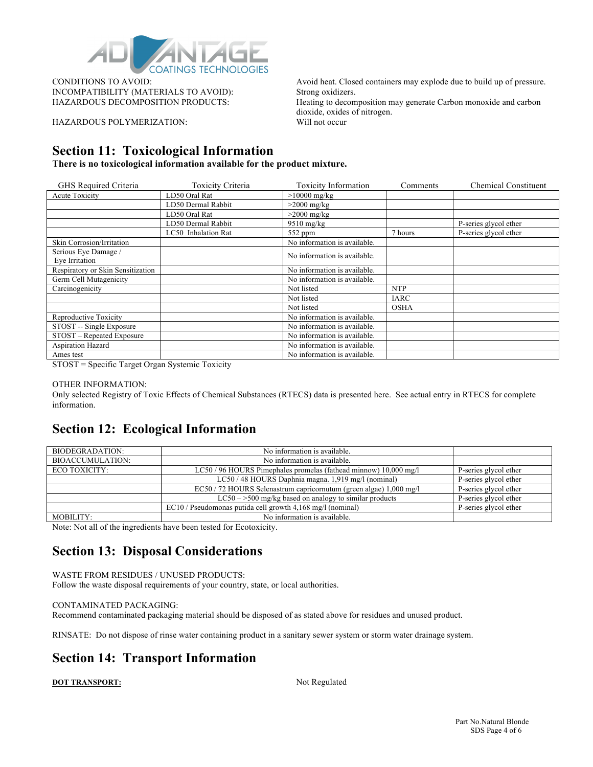| | |
|---|---|
| CONDITIONS TO AVOID: | Avoid heat. Closed containers may explode due to build up of pressure. |
| INCOMPATIBILITY (MATERIALS TO AVOID): | Strong oxidizers. |
| HAZARDOUS DECOMPOSITION PRODUCTS: | Heating to decomposition may generate Carbon monoxide and carbon dioxide, oxides of nitrogen. |
| HAZARDOUS POLYMERIZATION: | Will not occur |

## Section 11: Toxicological Information

**There is no toxicological information available for the product mixture.**

| GHS Required Criteria | Toxicity Criteria | Toxicity Information | Comments | Chemical Constituent |
|---|---|---|---|---|
| Acute Toxicity | LD50 Oral Rat | >10000 mg/kg | | |
| | LD50 Dermal Rabbit | >2000 mg/kg | | |
| | LD50 Oral Rat | >2000 mg/kg | | |
| | LD50 Dermal Rabbit | 9510 mg/kg | | P-series glycol ether |
| | LC50 Inhalation Rat | 552 ppm | 7 hours | P-series glycol ether |
| Skin Corrosion/Irritation | | No information is available. | | |
| Serious Eye Damage / Eye Irritation | | No information is available. | | |
| Respiratory or Skin Sensitization | | No information is available. | | |
| Germ Cell Mutagenicity | | No information is available. | | |
| Carcinogenicity | | Not listed | NTP | |
| | | Not listed | IARC | |
| | | Not listed | OSHA | |
| Reproductive Toxicity | | No information is available. | | |
| STOST -- Single Exposure | | No information is available. | | |
| STOST – Repeated Exposure | | No information is available. | | |
| Aspiration Hazard | | No information is available. | | |
| Ames test | | No information is available. | | |

STOST = Specific Target Organ Systemic Toxicity

OTHER INFORMATION:
Only selected Registry of Toxic Effects of Chemical Substances (RTECS) data is presented here. See actual entry in RTECS for complete information.

## Section 12: Ecological Information

| | | |
|---|---|---|
| BIODEGRADATION: | No information is available. | |
| BIOACCUMULATION: | No information is available. | |
| ECO TOXICITY: | LC50 / 96 HOURS Pimephales promelas (fathead minnow) 10,000 mg/l | P-series glycol ether |
| | LC50 / 48 HOURS Daphnia magna. 1,919 mg/l (nominal) | P-series glycol ether |
| | EC50 / 72 HOURS Selenastrum capricornutum (green algae) 1,000 mg/l | P-series glycol ether |
| | LC50 – >500 mg/kg based on analogy to similar products | P-series glycol ether |
| | EC10 / Pseudomonas putida cell growth 4,168 mg/l (nominal) | P-series glycol ether |
| MOBILITY: | No information is available. | |

Note: Not all of the ingredients have been tested for Ecotoxicity.

## Section 13: Disposal Considerations

WASTE FROM RESIDUES / UNUSED PRODUCTS:
Follow the waste disposal requirements of your country, state, or local authorities.

CONTAMINATED PACKAGING:
Recommend contaminated packaging material should be disposed of as stated above for residues and unused product.

RINSATE: Do not dispose of rinse water containing product in a sanitary sewer system or storm water drainage system.

## Section 14: Transport Information

**DOT TRANSPORT:** Not Regulated

Part No.Natural Blonde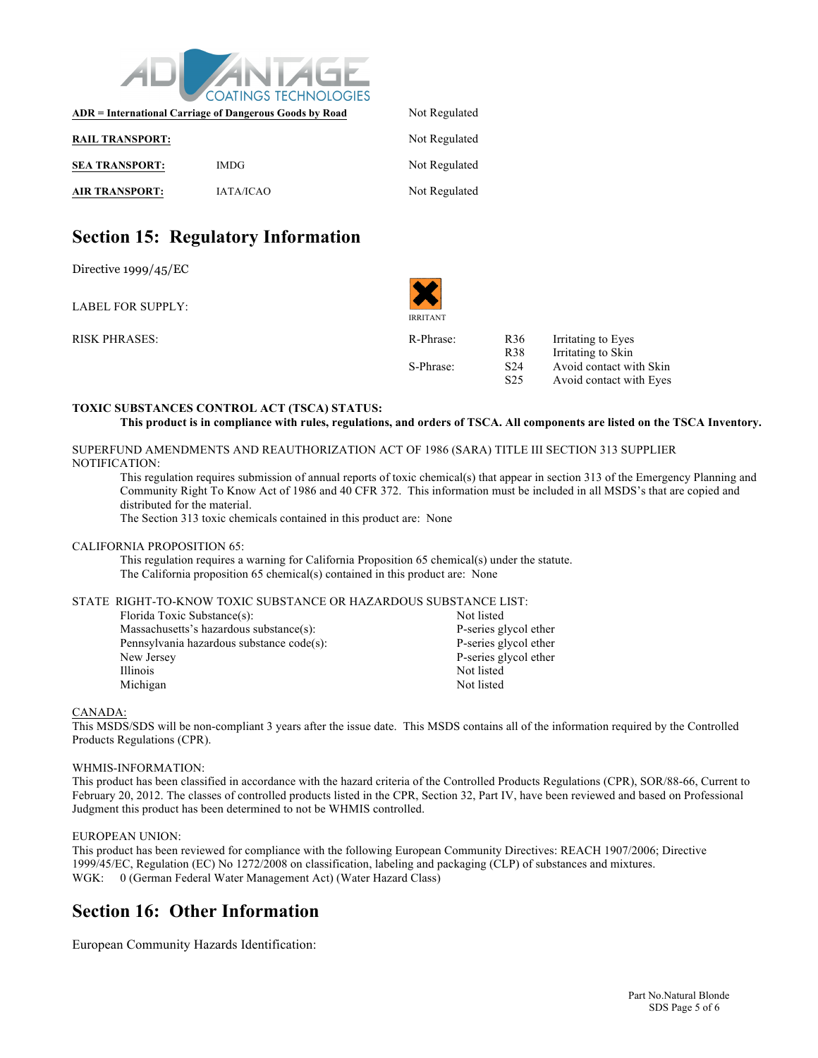| | | |
|---|---|---|
| **ADR = International Carriage of Dangerous Goods by Road** | | Not Regulated |
| **RAIL TRANSPORT:** | | Not Regulated |
| **SEA TRANSPORT:** | IMDG | Not Regulated |
| **AIR TRANSPORT:** | IATA/ICAO | Not Regulated |

## Section 15: Regulatory Information

Directive 1999/45/EC

LABEL FOR SUPPLY: IRRITANT

RISK PHRASES:

| | | |
|---|---|---|
| R-Phrase: | R36 | Irritating to Eyes |
| | R38 | Irritating to Skin |
| S-Phrase: | S24 | Avoid contact with Skin |
| | S25 | Avoid contact with Eyes |

**TOXIC SUBSTANCES CONTROL ACT (TSCA) STATUS:**

**This product is in compliance with rules, regulations, and orders of TSCA. All components are listed on the TSCA Inventory.**

SUPERFUND AMENDMENTS AND REAUTHORIZATION ACT OF 1986 (SARA) TITLE III SECTION 313 SUPPLIER NOTIFICATION:

This regulation requires submission of annual reports of toxic chemical(s) that appear in section 313 of the Emergency Planning and Community Right To Know Act of 1986 and 40 CFR 372. This information must be included in all MSDS's that are copied and distributed for the material.

The Section 313 toxic chemicals contained in this product are: None

CALIFORNIA PROPOSITION 65:

This regulation requires a warning for California Proposition 65 chemical(s) under the statute.

The California proposition 65 chemical(s) contained in this product are: None

STATE RIGHT-TO-KNOW TOXIC SUBSTANCE OR HAZARDOUS SUBSTANCE LIST:

| | |
|---|---|
| Florida Toxic Substance(s): | Not listed |
| Massachusetts's hazardous substance(s): | P-series glycol ether |
| Pennsylvania hazardous substance code(s): | P-series glycol ether |
| New Jersey | P-series glycol ether |
| Illinois | Not listed |
| Michigan | Not listed |

CANADA:

This MSDS/SDS will be non-compliant 3 years after the issue date. This MSDS contains all of the information required by the Controlled Products Regulations (CPR).

WHMIS-INFORMATION:

This product has been classified in accordance with the hazard criteria of the Controlled Products Regulations (CPR), SOR/88-66, Current to February 20, 2012. The classes of controlled products listed in the CPR, Section 32, Part IV, have been reviewed and based on Professional Judgment this product has been determined to not be WHMIS controlled.

EUROPEAN UNION:

This product has been reviewed for compliance with the following European Community Directives: REACH 1907/2006; Directive 1999/45/EC, Regulation (EC) No 1272/2008 on classification, labeling and packaging (CLP) of substances and mixtures.

WGK: 0 (German Federal Water Management Act) (Water Hazard Class)

## Section 16: Other Information

European Community Hazards Identification: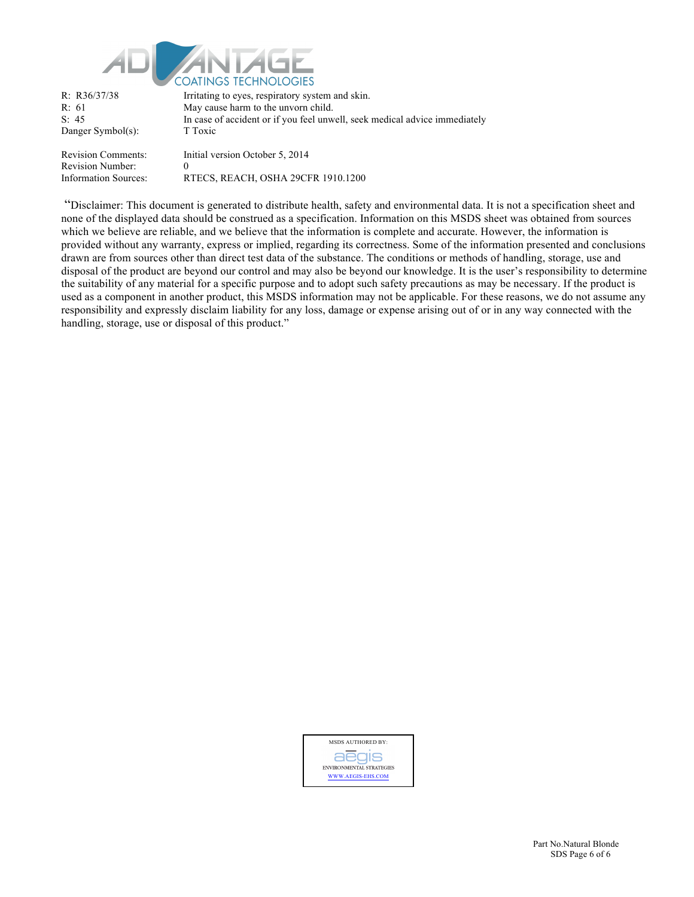| | |
|---|---|
| R: R36/37/38 | Irritating to eyes, respiratory system and skin. |
| R: 61 | May cause harm to the unvorn child. |
| S: 45 | In case of accident or if you feel unwell, seek medical advice immediately |
| Danger Symbol(s): | T Toxic |

| | |
|---|---|
| Revision Comments: | Initial version October 5, 2014 |
| Revision Number: | 0 |
| Information Sources: | RTECS, REACH, OSHA 29CFR 1910.1200 |

"Disclaimer: This document is generated to distribute health, safety and environmental data. It is not a specification sheet and none of the displayed data should be construed as a specification. Information on this MSDS sheet was obtained from sources which we believe are reliable, and we believe that the information is complete and accurate. However, the information is provided without any warranty, express or implied, regarding its correctness. Some of the information presented and conclusions drawn are from sources other than direct test data of the substance. The conditions or methods of handling, storage, use and disposal of the product are beyond our control and may also be beyond our knowledge. It is the user's responsibility to determine the suitability of any material for a specific purpose and to adopt such safety precautions as may be necessary. If the product is used as a component in another product, this MSDS information may not be applicable. For these reasons, we do not assume any responsibility and expressly disclaim liability for any loss, damage or expense arising out of or in any way connected with the handling, storage, use or disposal of this product."

MSDS AUTHORED BY:
aegis
ENVIRONMENTAL STRATEGIES
WWW.AEGIS-EHS.COM

Part No.Natural Blonde